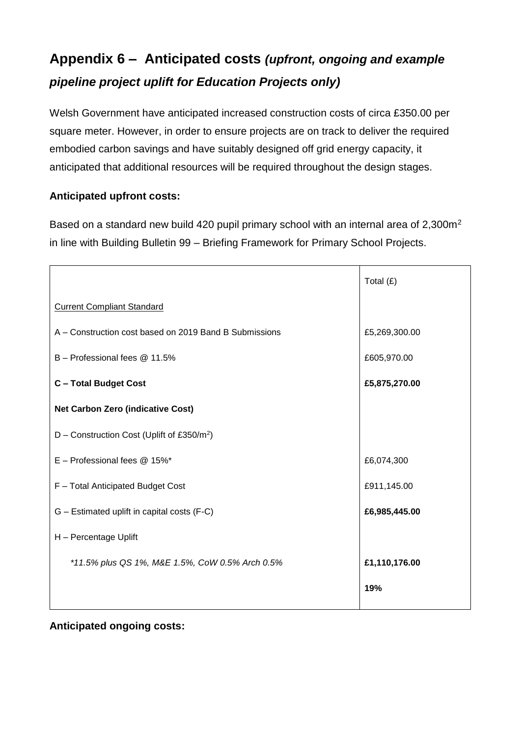# Appendix 6 – Anticipated costs *(upfront, ongoing and example pipeline project uplift for Education Projects only)*

Welsh Government have anticipated increased construction costs of circa £350.00 per square meter. However, in order to ensure projects are on track to deliver the required embodied carbon savings and have suitably designed off grid energy capacity, it anticipated that additional resources will be required throughout the design stages.

**Anticipated upfront costs:**

Based on a standard new build 420 pupil primary school with an internal area of 2,300m$^2$ in line with Building Bulletin 99 – Briefing Framework for Primary School Projects.

| | Total (£) |
|---|---|
| Current Compliant Standard | |
| A – Construction cost based on 2019 Band B Submissions | £5,269,300.00 |
| B – Professional fees @ 11.5% | £605,970.00 |
| **C – Total Budget Cost** | **£5,875,270.00** |
| **Net Carbon Zero (indicative Cost)** | |
| D – Construction Cost (Uplift of £350/m$^2$) | |
| E – Professional fees @ 15%* | £6,074,300 |
| F – Total Anticipated Budget Cost | £911,145.00 |
| G – Estimated uplift in capital costs (F-C) | **£6,985,445.00** |
| H – Percentage Uplift | |
| *\*11.5% plus QS 1%, M&E 1.5%, CoW 0.5% Arch 0.5%* | **£1,110,176.00** |
| | **19%** |

**Anticipated ongoing costs:**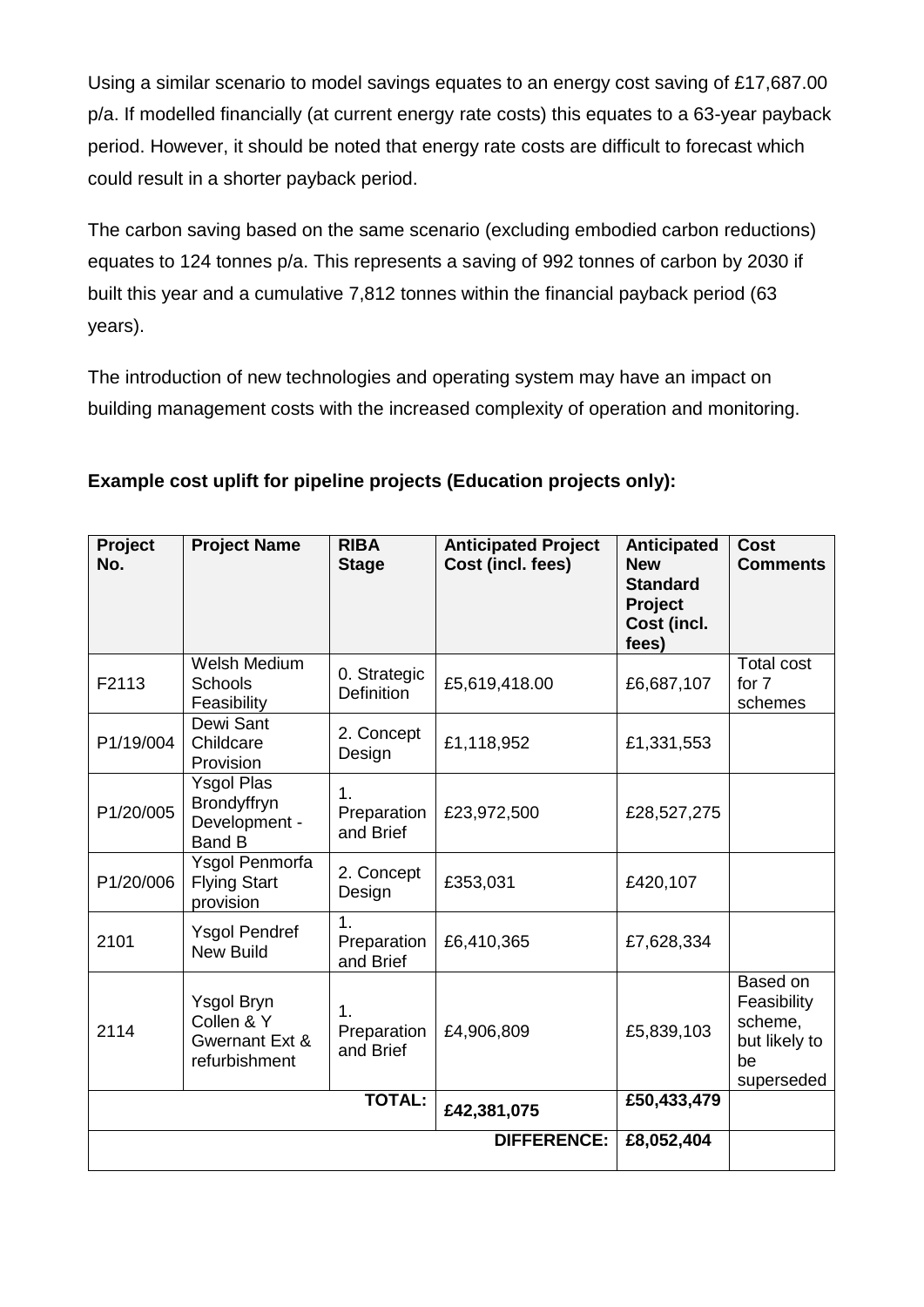Using a similar scenario to model savings equates to an energy cost saving of £17,687.00 p/a. If modelled financially (at current energy rate costs) this equates to a 63-year payback period. However, it should be noted that energy rate costs are difficult to forecast which could result in a shorter payback period.

The carbon saving based on the same scenario (excluding embodied carbon reductions) equates to 124 tonnes p/a. This represents a saving of 992 tonnes of carbon by 2030 if built this year and a cumulative 7,812 tonnes within the financial payback period (63 years).

The introduction of new technologies and operating system may have an impact on building management costs with the increased complexity of operation and monitoring.

**Example cost uplift for pipeline projects (Education projects only):**

| Project No. | Project Name | RIBA Stage | Anticipated Project Cost (incl. fees) | Anticipated New Standard Project Cost (incl. fees) | Cost Comments |
|---|---|---|---|---|---|
| F2113 | Welsh Medium Schools Feasibility | 0. Strategic Definition | £5,619,418.00 | £6,687,107 | Total cost for 7 schemes |
| P1/19/004 | Dewi Sant Childcare Provision | 2. Concept Design | £1,118,952 | £1,331,553 | |
| P1/20/005 | Ysgol Plas Brondyffryn Development - Band B | 1. Preparation and Brief | £23,972,500 | £28,527,275 | |
| P1/20/006 | Ysgol Penmorfa Flying Start provision | 2. Concept Design | £353,031 | £420,107 | |
| 2101 | Ysgol Pendref New Build | 1. Preparation and Brief | £6,410,365 | £7,628,334 | |
| 2114 | Ysgol Bryn Collen & Y Gwernant Ext & refurbishment | 1. Preparation and Brief | £4,906,809 | £5,839,103 | Based on Feasibility scheme, but likely to be superseded |
| | | **TOTAL:** | **£42,381,075** | **£50,433,479** | |
| | | | **DIFFERENCE:** | **£8,052,404** | |